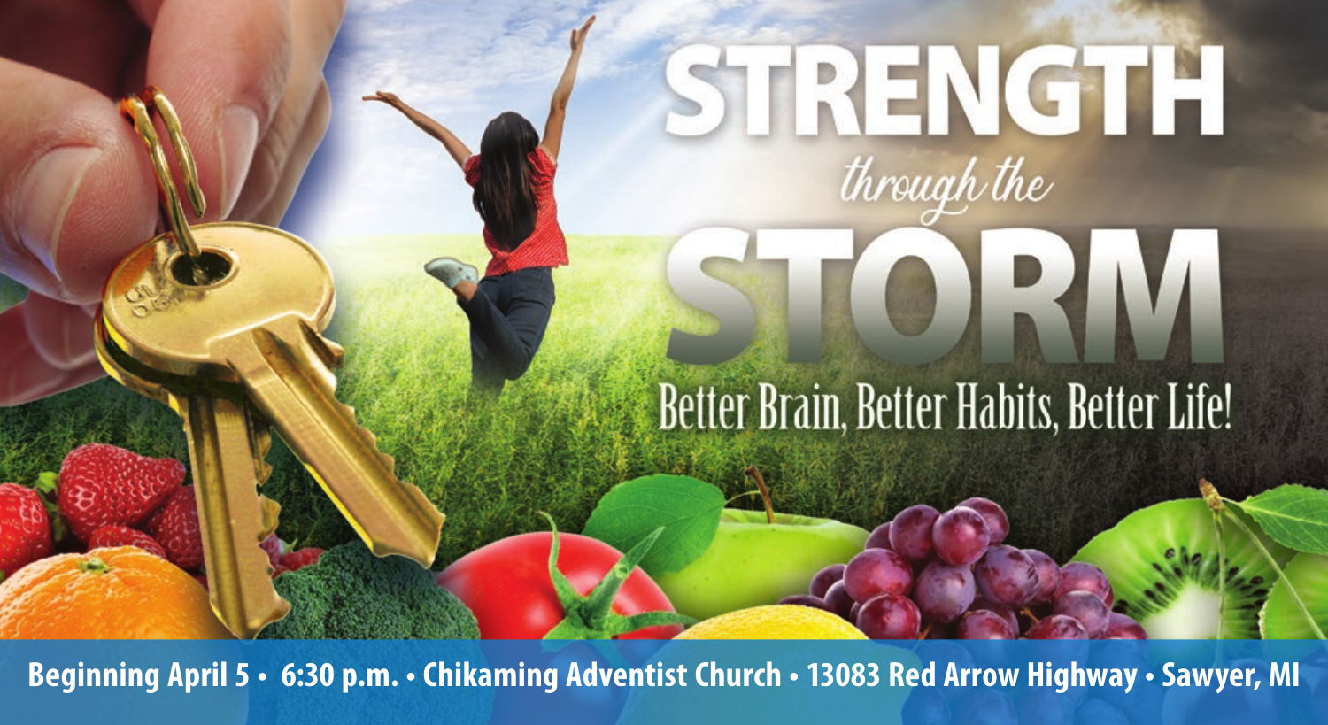# STRENGTH

*through the*

# STORM

## Better Brain, Better Habits, Better Life!

**Beginning April 5 • 6:30 p.m. • Chikaming Adventist Church • 13083 Red Arrow Highway • Sawyer, MI**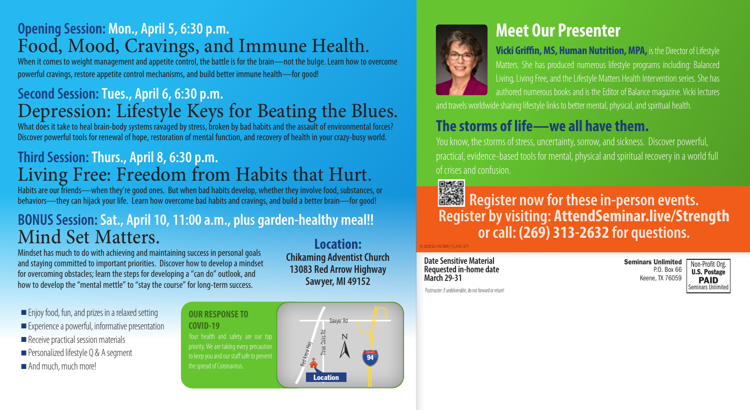## Opening Session: Mon., April 5, 6:30 p.m.
# Food, Mood, Cravings, and Immune Health.

When it comes to weight management and appetite control, the battle is for the brain—not the bulge. Learn how to overcome powerful cravings, restore appetite control mechanisms, and build better immune health—for good!

## Second Session: Tues., April 6, 6:30 p.m.
# Depression: Lifestyle Keys for Beating the Blues.

What does it take to heal brain-body systems ravaged by stress, broken by bad habits and the assault of environmental forces? Discover powerful tools for renewal of hope, restoration of mental function, and recovery of health in your crazy-busy world.

## Third Session: Thurs., April 8, 6:30 p.m.
# Living Free: Freedom from Habits that Hurt.

Habits are our friends—when they're good ones. But when bad habits develop, whether they involve food, substances, or behaviors—they can hijack your life. Learn how overcome bad habits and cravings, and build a better brain—for good!

## BONUS Session: Sat., April 10, 11:00 a.m., plus garden-healthy meal!!
# Mind Set Matters.

Mindset has much to do with achieving and maintaining success in personal goals and staying committed to important priorities. Discover how to develop a mindset for overcoming obstacles; learn the steps for developing a "can do" outlook, and how to develop the "mental mettle" to "stay the course" for long-term success.

**Location:**
**Chikaming Adventist Church**
**13083 Red Arrow Highway**
**Sawyer, MI 49152**

- Enjoy food, fun, and prizes in a relaxed setting
- Experience a powerful, informative presentation
- Receive practical session materials
- Personalized lifestyle Q & A segment
- And much, much more!

**OUR RESPONSE TO COVID-19**

Your health and safety are our top priority. We are taking every precaution to keep you and our staff safe to prevent the spread of Coronavirus.

Sawyer Rd
Three Oaks Rd
Red Arrow Hwy
N
94
Location

# Meet Our Presenter

**Vicki Griffin, MS, Human Nutrition, MPA,** is the Director of Lifestyle Matters. She has produced numerous lifestyle programs including: Balanced Living, Living Free, and the Lifestyle Matters Health Intervention series. She has authored numerous books and is the Editor of Balance magazine. Vicki lectures and travels worldwide sharing lifestyle links to better mental, physical, and spiritual health.

## The storms of life—we all have them.

You know, the storms of stress, uncertainty, sorrow, and sickness. Discover powerful, practical, evidence-based tools for mental, physical and spiritual recovery in a world full of crises and confusion.

## Register now for these in-person events. Register by visiting: AttendSeminar.live/Strength or call: (269) 313-2632 for questions.

© 2020 SU / H21009 / 13,319 / 271

**Date Sensitive Material**
**Requested in-home date**
**March 29-31**

Postmaster: if undeliverable, do not forward or return!

**Seminars Unlimited**
P.O. Box 66
Keene, TX 76059

Non-Profit Org.
**U.S. Postage**
**PAID**
Seminars Unlimited